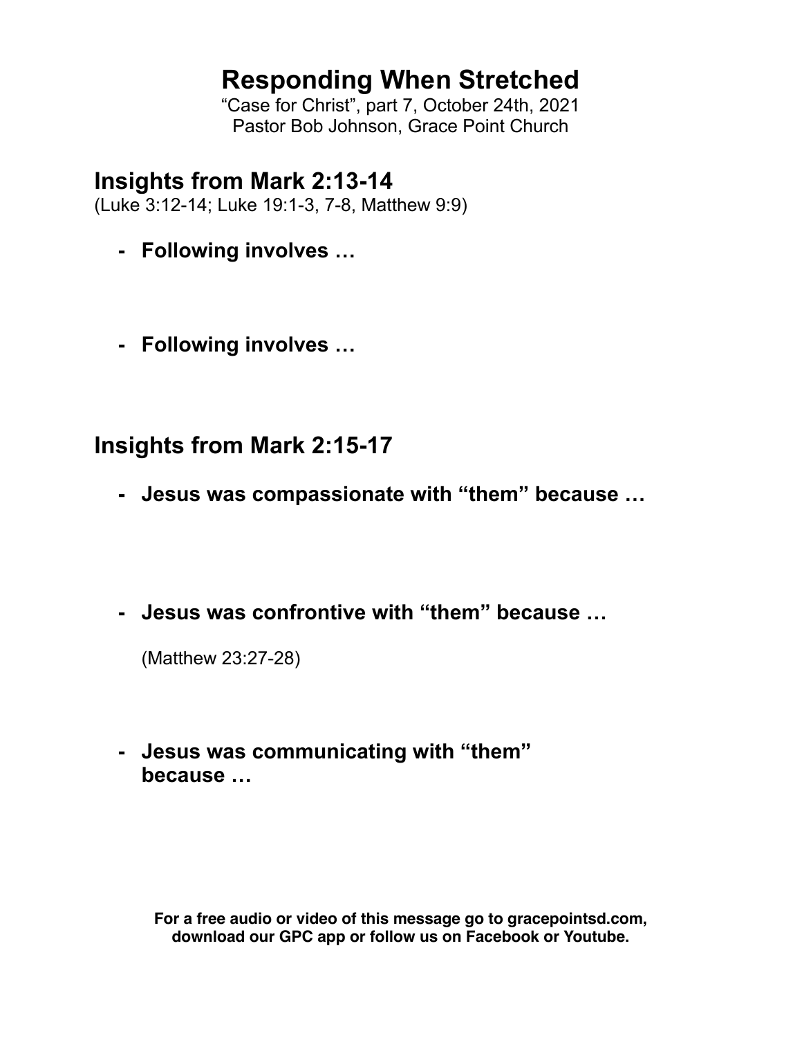# Responding When Stretched

"Case for Christ", part 7, October 24th, 2021
Pastor Bob Johnson, Grace Point Church

## Insights from Mark 2:13-14

(Luke 3:12-14; Luke 19:1-3, 7-8, Matthew 9:9)

- **Following involves …**

- **Following involves …**

## Insights from Mark 2:15-17

- **Jesus was compassionate with "them" because …**

- **Jesus was confrontive with "them" because …**

  (Matthew 23:27-28)

- **Jesus was communicating with "them" because …**

**For a free audio or video of this message go to gracepointsd.com, download our GPC app or follow us on Facebook or Youtube.**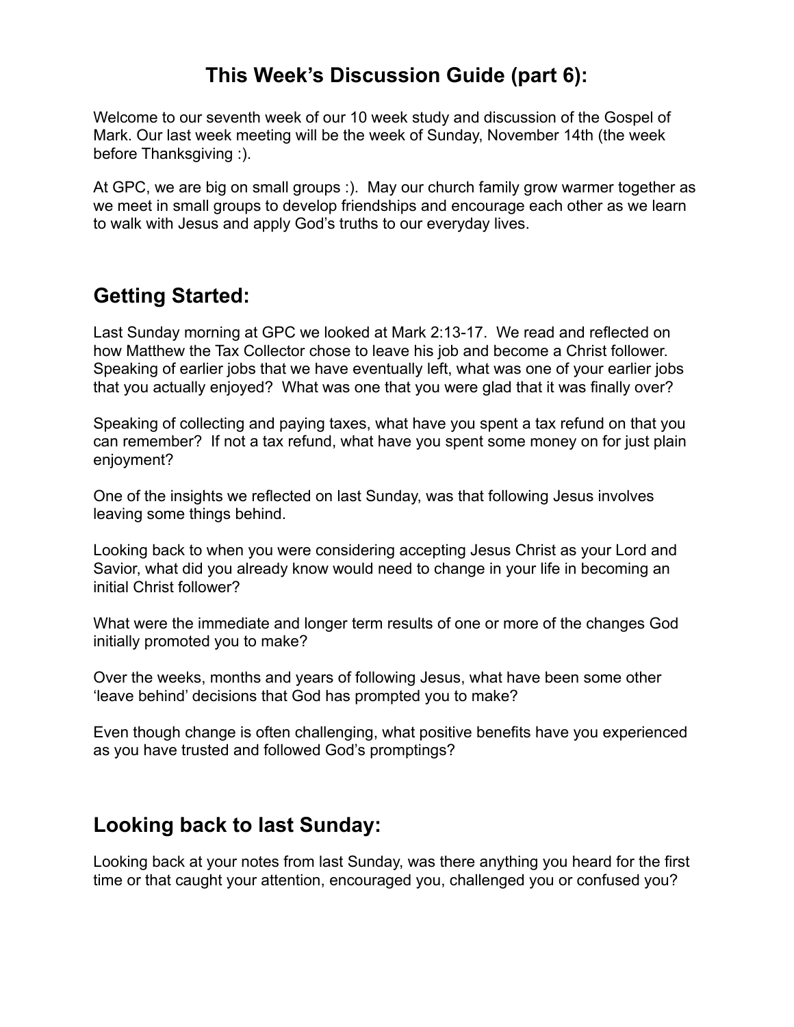# This Week's Discussion Guide (part 6):

Welcome to our seventh week of our 10 week study and discussion of the Gospel of Mark. Our last week meeting will be the week of Sunday, November 14th (the week before Thanksgiving :).

At GPC, we are big on small groups :). May our church family grow warmer together as we meet in small groups to develop friendships and encourage each other as we learn to walk with Jesus and apply God's truths to our everyday lives.

## Getting Started:

Last Sunday morning at GPC we looked at Mark 2:13-17. We read and reflected on how Matthew the Tax Collector chose to leave his job and become a Christ follower. Speaking of earlier jobs that we have eventually left, what was one of your earlier jobs that you actually enjoyed? What was one that you were glad that it was finally over?

Speaking of collecting and paying taxes, what have you spent a tax refund on that you can remember? If not a tax refund, what have you spent some money on for just plain enjoyment?

One of the insights we reflected on last Sunday, was that following Jesus involves leaving some things behind.

Looking back to when you were considering accepting Jesus Christ as your Lord and Savior, what did you already know would need to change in your life in becoming an initial Christ follower?

What were the immediate and longer term results of one or more of the changes God initially promoted you to make?

Over the weeks, months and years of following Jesus, what have been some other 'leave behind' decisions that God has prompted you to make?

Even though change is often challenging, what positive benefits have you experienced as you have trusted and followed God's promptings?

## Looking back to last Sunday:

Looking back at your notes from last Sunday, was there anything you heard for the first time or that caught your attention, encouraged you, challenged you or confused you?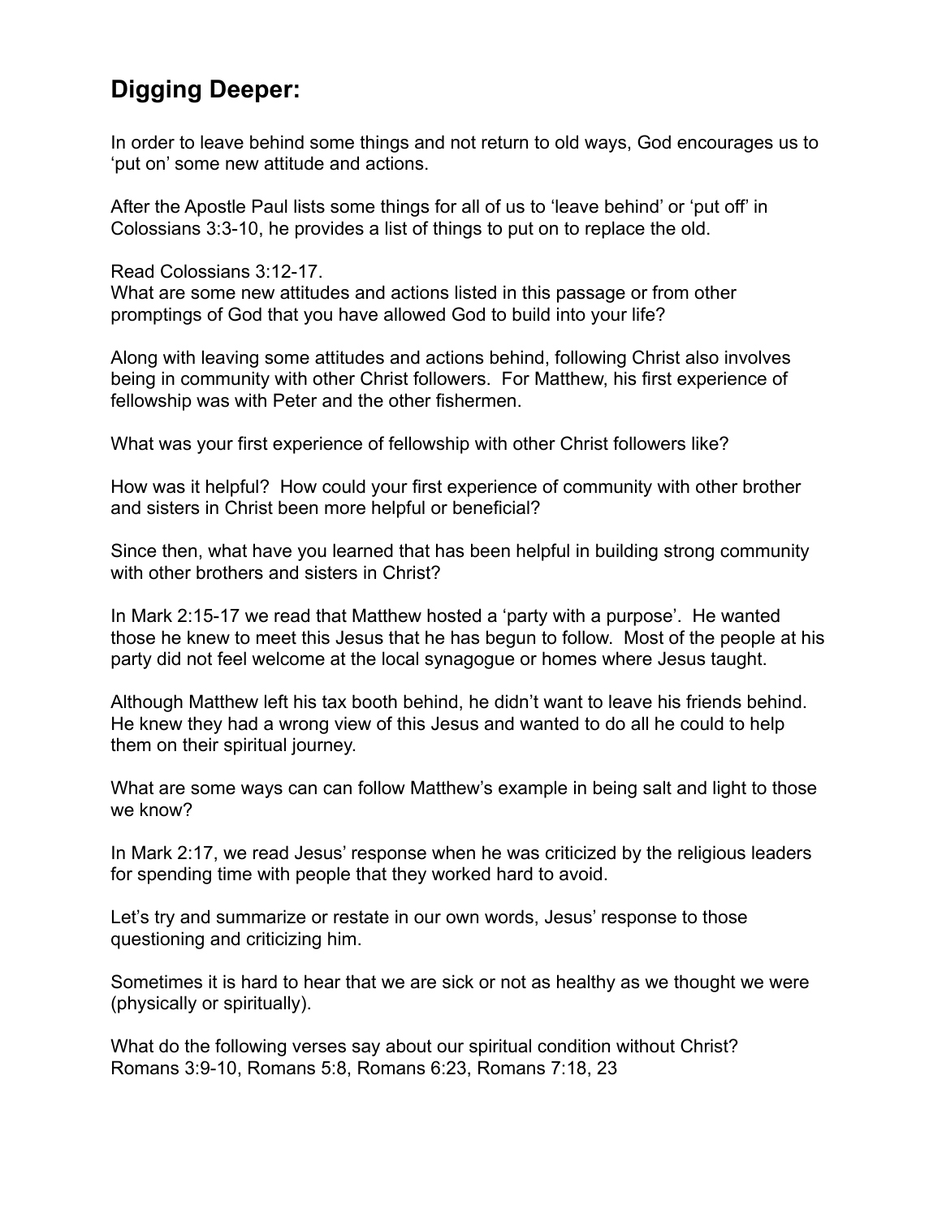## Digging Deeper:

In order to leave behind some things and not return to old ways, God encourages us to 'put on' some new attitude and actions.

After the Apostle Paul lists some things for all of us to 'leave behind' or 'put off' in Colossians 3:3-10, he provides a list of things to put on to replace the old.

Read Colossians 3:12-17.
What are some new attitudes and actions listed in this passage or from other promptings of God that you have allowed God to build into your life?

Along with leaving some attitudes and actions behind, following Christ also involves being in community with other Christ followers. For Matthew, his first experience of fellowship was with Peter and the other fishermen.

What was your first experience of fellowship with other Christ followers like?

How was it helpful? How could your first experience of community with other brother and sisters in Christ been more helpful or beneficial?

Since then, what have you learned that has been helpful in building strong community with other brothers and sisters in Christ?

In Mark 2:15-17 we read that Matthew hosted a 'party with a purpose'. He wanted those he knew to meet this Jesus that he has begun to follow. Most of the people at his party did not feel welcome at the local synagogue or homes where Jesus taught.

Although Matthew left his tax booth behind, he didn't want to leave his friends behind. He knew they had a wrong view of this Jesus and wanted to do all he could to help them on their spiritual journey.

What are some ways can can follow Matthew's example in being salt and light to those we know?

In Mark 2:17, we read Jesus' response when he was criticized by the religious leaders for spending time with people that they worked hard to avoid.

Let's try and summarize or restate in our own words, Jesus' response to those questioning and criticizing him.

Sometimes it is hard to hear that we are sick or not as healthy as we thought we were (physically or spiritually).

What do the following verses say about our spiritual condition without Christ?
Romans 3:9-10, Romans 5:8, Romans 6:23, Romans 7:18, 23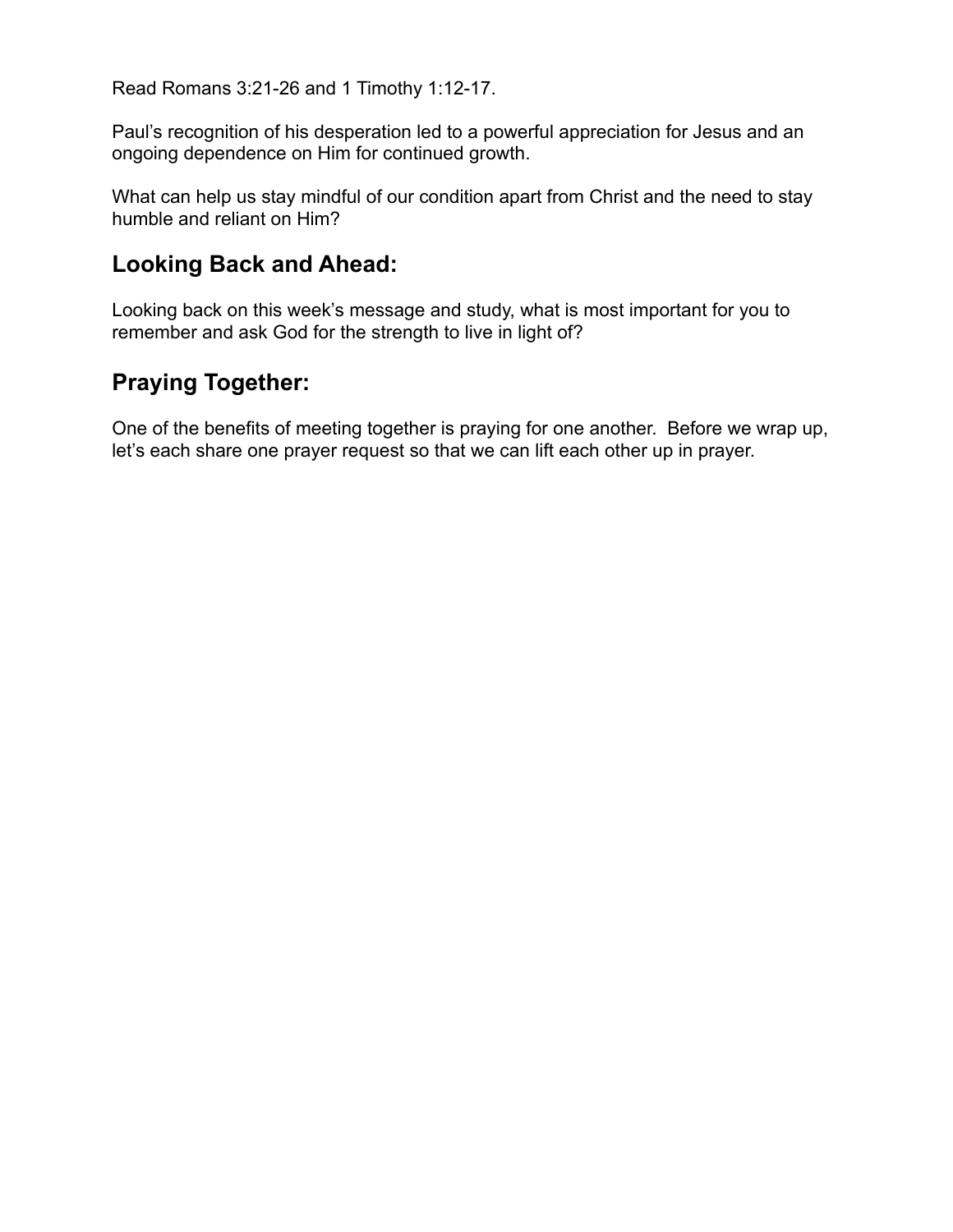Read Romans 3:21-26 and 1 Timothy 1:12-17.

Paul's recognition of his desperation led to a powerful appreciation for Jesus and an ongoing dependence on Him for continued growth.

What can help us stay mindful of our condition apart from Christ and the need to stay humble and reliant on Him?

## Looking Back and Ahead:

Looking back on this week's message and study, what is most important for you to remember and ask God for the strength to live in light of?

## Praying Together:

One of the benefits of meeting together is praying for one another.  Before we wrap up, let's each share one prayer request so that we can lift each other up in prayer.